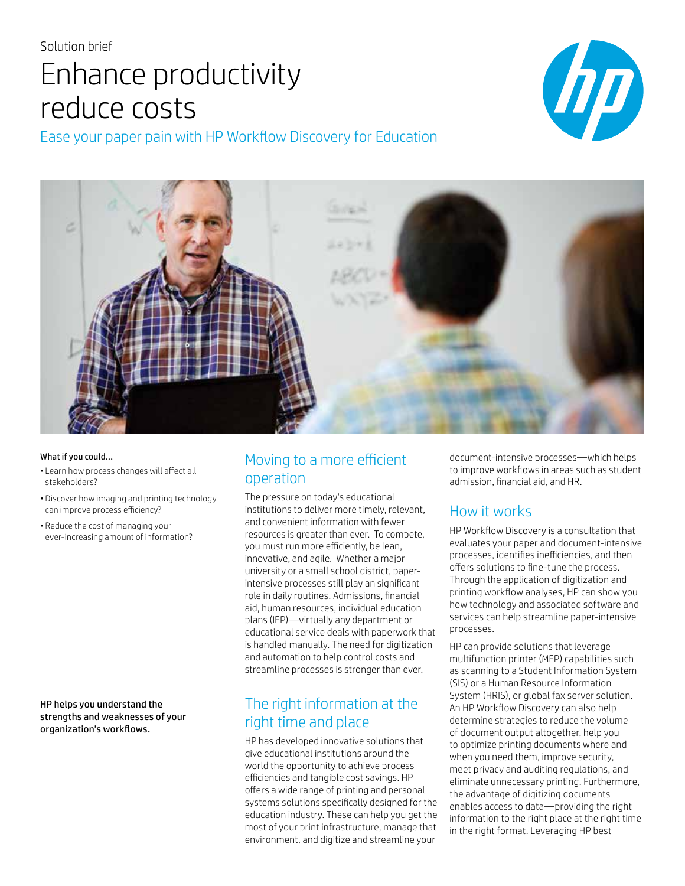Solution brief

# Enhance productivity reduce costs

Ease your paper pain with HP Workflow Discovery for Education

What if you could...

- Learn how process changes will affect all stakeholders?
- Discover how imaging and printing technology can improve process efficiency?
- Reduce the cost of managing your ever-increasing amount of information?

**HP helps you understand the strengths and weaknesses of your organization's workflows.**

## Moving to a more efficient operation

The pressure on today's educational institutions to deliver more timely, relevant, and convenient information with fewer resources is greater than ever. To compete, you must run more efficiently, be lean, innovative, and agile. Whether a major university or a small school district, paper-intensive processes still play an significant role in daily routines. Admissions, financial aid, human resources, individual education plans (IEP)—virtually any department or educational service deals with paperwork that is handled manually. The need for digitization and automation to help control costs and streamline processes is stronger than ever.

## The right information at the right time and place

HP has developed innovative solutions that give educational institutions around the world the opportunity to achieve process efficiencies and tangible cost savings. HP offers a wide range of printing and personal systems solutions specifically designed for the education industry. These can help you get the most of your print infrastructure, manage that environment, and digitize and streamline your document-intensive processes—which helps to improve workflows in areas such as student admission, financial aid, and HR.

## How it works

HP Workflow Discovery is a consultation that evaluates your paper and document-intensive processes, identifies inefficiencies, and then offers solutions to fine-tune the process. Through the application of digitization and printing workflow analyses, HP can show you how technology and associated software and services can help streamline paper-intensive processes.

HP can provide solutions that leverage multifunction printer (MFP) capabilities such as scanning to a Student Information System (SIS) or a Human Resource Information System (HRIS), or global fax server solution. An HP Workflow Discovery can also help determine strategies to reduce the volume of document output altogether, help you to optimize printing documents where and when you need them, improve security, meet privacy and auditing regulations, and eliminate unnecessary printing. Furthermore, the advantage of digitizing documents enables access to data—providing the right information to the right place at the right time in the right format. Leveraging HP best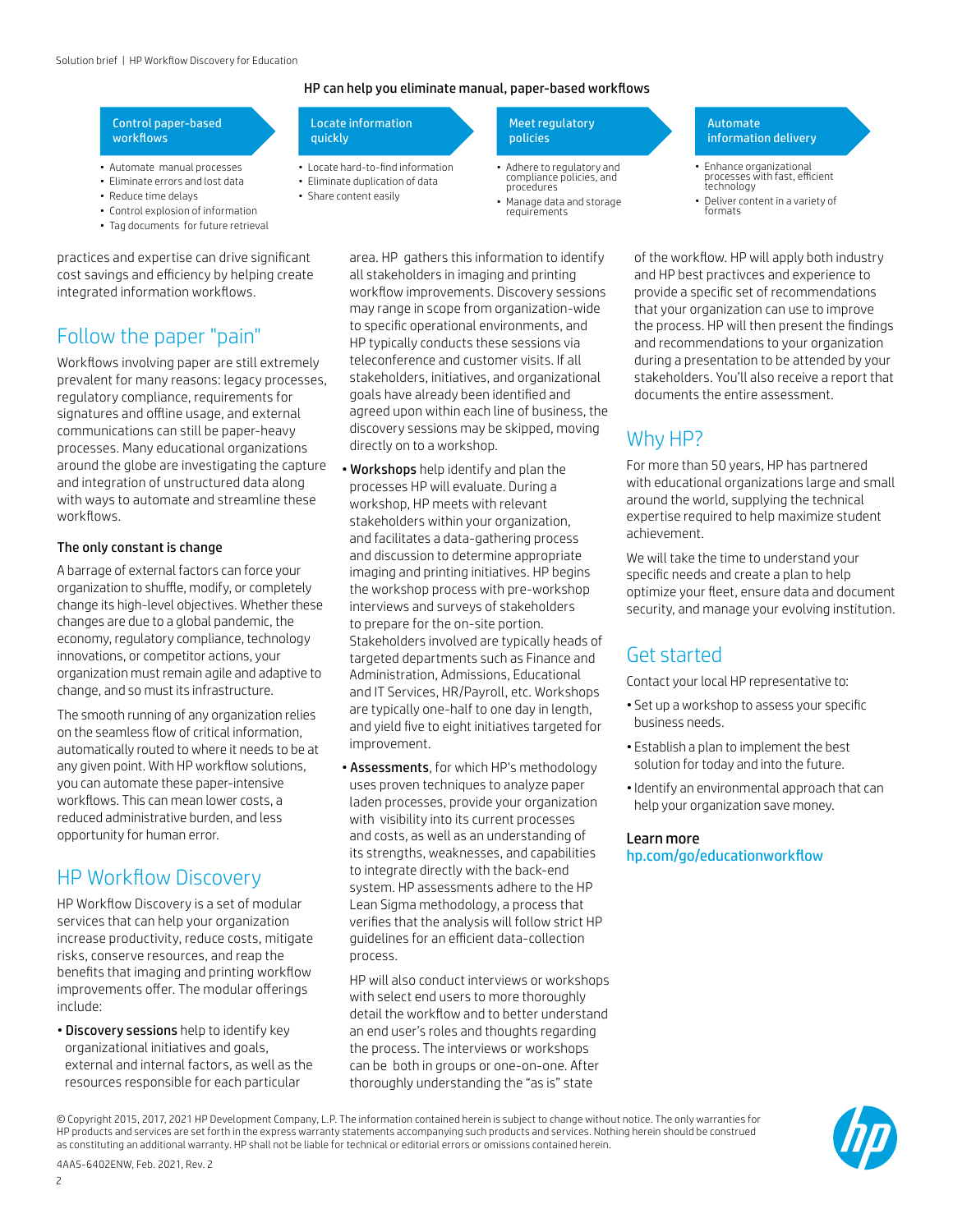HP can help you eliminate manual, paper-based workflows

**Control paper-based workflows**

- Automate manual processes
- Eliminate errors and lost data
- Reduce time delays
- Control explosion of information
- Tag documents for future retrieval

**Locate information quickly**

- Locate hard-to-find information
- Eliminate duplication of data
- Share content easily

**Meet regulatory policies**

- Adhere to regulatory and compliance policies, and procedures
- Manage data and storage requirements

**Automate information delivery**

- Enhance organizational processes with fast, efficient technology
- Deliver content in a variety of formats

practices and expertise can drive significant cost savings and efficiency by helping create integrated information workflows.

## Follow the paper "pain"

Workflows involving paper are still extremely prevalent for many reasons: legacy processes, regulatory compliance, requirements for signatures and offline usage, and external communications can still be paper-heavy processes. Many educational organizations around the globe are investigating the capture and integration of unstructured data along with ways to automate and streamline these workflows.

### The only constant is change

A barrage of external factors can force your organization to shuffle, modify, or completely change its high-level objectives. Whether these changes are due to a global pandemic, the economy, regulatory compliance, technology innovations, or competitor actions, your organization must remain agile and adaptive to change, and so must its infrastructure.

The smooth running of any organization relies on the seamless flow of critical information, automatically routed to where it needs to be at any given point. With HP workflow solutions, you can automate these paper-intensive workflows. This can mean lower costs, a reduced administrative burden, and less opportunity for human error.

## HP Workflow Discovery

HP Workflow Discovery is a set of modular services that can help your organization increase productivity, reduce costs, mitigate risks, conserve resources, and reap the benefits that imaging and printing workflow improvements offer. The modular offerings include:

- **Discovery sessions** help to identify key organizational initiatives and goals, external and internal factors, as well as the resources responsible for each particular area. HP gathers this information to identify all stakeholders in imaging and printing workflow improvements. Discovery sessions may range in scope from organization-wide to specific operational environments, and HP typically conducts these sessions via teleconference and customer visits. If all stakeholders, initiatives, and organizational goals have already been identified and agreed upon within each line of business, the discovery sessions may be skipped, moving directly on to a workshop.
- **Workshops** help identify and plan the processes HP will evaluate. During a workshop, HP meets with relevant stakeholders within your organization, and facilitates a data-gathering process and discussion to determine appropriate imaging and printing initiatives. HP begins the workshop process with pre-workshop interviews and surveys of stakeholders to prepare for the on-site portion. Stakeholders involved are typically heads of targeted departments such as Finance and Administration, Admissions, Educational and IT Services, HR/Payroll, etc. Workshops are typically one-half to one day in length, and yield five to eight initiatives targeted for improvement.
- **Assessments**, for which HP's methodology uses proven techniques to analyze paper laden processes, provide your organization with visibility into its current processes and costs, as well as an understanding of its strengths, weaknesses, and capabilities to integrate directly with the back-end system. HP assessments adhere to the HP Lean Sigma methodology, a process that verifies that the analysis will follow strict HP guidelines for an efficient data-collection process.

HP will also conduct interviews or workshops with select end users to more thoroughly detail the workflow and to better understand an end user's roles and thoughts regarding the process. The interviews or workshops can be both in groups or one-on-one. After thoroughly understanding the "as is" state of the workflow. HP will apply both industry and HP best practivces and experience to provide a specific set of recommendations that your organization can use to improve the process. HP will then present the findings and recommendations to your organization during a presentation to be attended by your stakeholders. You'll also receive a report that documents the entire assessment.

## Why HP?

For more than 50 years, HP has partnered with educational organizations large and small around the world, supplying the technical expertise required to help maximize student achievement.

We will take the time to understand your specific needs and create a plan to help optimize your fleet, ensure data and document security, and manage your evolving institution.

## Get started

Contact your local HP representative to:

- Set up a workshop to assess your specific business needs.
- Establish a plan to implement the best solution for today and into the future.
- Identify an environmental approach that can help your organization save money.

**Learn more**
hp.com/go/educationworkflow

© Copyright 2015, 2017, 2021 HP Development Company, L.P. The information contained herein is subject to change without notice. The only warranties for HP products and services are set forth in the express warranty statements accompanying such products and services. Nothing herein should be construed as constituting an additional warranty. HP shall not be liable for technical or editorial errors or omissions contained herein.

4AA5-6402ENW, Feb. 2021, Rev. 2